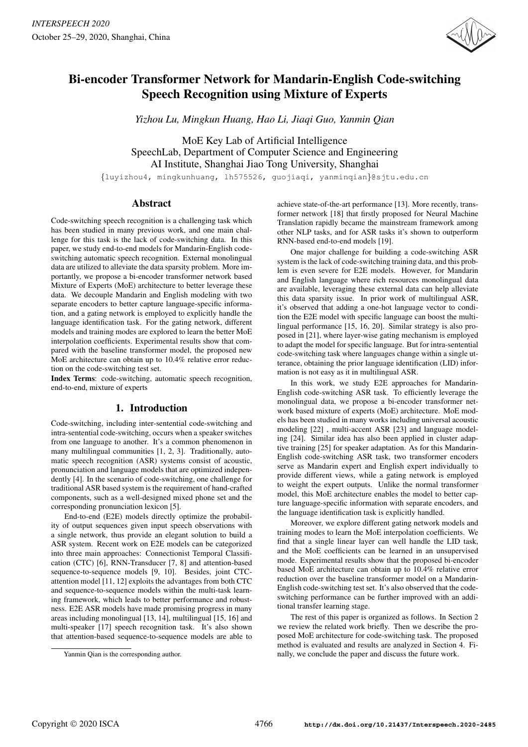# Bi-encoder Transformer Network for Mandarin-English Code-switching Speech Recognition using Mixture of Experts

*Yizhou Lu, Mingkun Huang, Hao Li, Jiaqi Guo, Yanmin Qian*

MoE Key Lab of Artificial Intelligence
SpeechLab, Department of Computer Science and Engineering
AI Institute, Shanghai Jiao Tong University, Shanghai

{luyizhou4, mingkunhuang, lh575526, guojiaqi, yanminqian}@sjtu.edu.cn

## Abstract

Code-switching speech recognition is a challenging task which has been studied in many previous work, and one main challenge for this task is the lack of code-switching data. In this paper, we study end-to-end models for Mandarin-English code-switching automatic speech recognition. External monolingual data are utilized to alleviate the data sparsity problem. More importantly, we propose a bi-encoder transformer network based Mixture of Experts (MoE) architecture to better leverage these data. We decouple Mandarin and English modeling with two separate encoders to better capture language-specific information, and a gating network is employed to explicitly handle the language identification task. For the gating network, different models and training modes are explored to learn the better MoE interpolation coefficients. Experimental results show that compared with the baseline transformer model, the proposed new MoE architecture can obtain up to 10.4% relative error reduction on the code-switching test set.

**Index Terms**: code-switching, automatic speech recognition, end-to-end, mixture of experts

## 1. Introduction

Code-switching, including inter-sentential code-switching and intra-sentential code-switching, occurs when a speaker switches from one language to another. It's a common phenomenon in many multilingual communities [1, 2, 3]. Traditionally, automatic speech recognition (ASR) systems consist of acoustic, pronunciation and language models that are optimized independently [4]. In the scenario of code-switching, one challenge for traditional ASR based system is the requirement of hand-crafted components, such as a well-designed mixed phone set and the corresponding pronunciation lexicon [5].

End-to-end (E2E) models directly optimize the probability of output sequences given input speech observations with a single network, thus provide an elegant solution to build a ASR system. Recent work on E2E models can be categorized into three main approaches: Connectionist Temporal Classification (CTC) [6], RNN-Transducer [7, 8] and attention-based sequence-to-sequence models [9, 10]. Besides, joint CTC-attention model [11, 12] exploits the advantages from both CTC and sequence-to-sequence models within the multi-task learning framework, which leads to better performance and robustness. E2E ASR models have made promising progress in many areas including monolingual [13, 14], multilingual [15, 16] and multi-speaker [17] speech recognition task. It's also shown that attention-based sequence-to-sequence models are able to achieve state-of-the-art performance [13]. More recently, transformer network [18] that firstly proposed for Neural Machine Translation rapidly became the mainstream framework among other NLP tasks, and for ASR tasks it's shown to outperform RNN-based end-to-end models [19].

One major challenge for building a code-switching ASR system is the lack of code-switching training data, and this problem is even severe for E2E models. However, for Mandarin and English language where rich resources monolingual data are available, leveraging these external data can help alleviate this data sparsity issue. In prior work of multilingual ASR, it's observed that adding a one-hot language vector to condition the E2E model with specific language can boost the multilingual performance [15, 16, 20]. Similar strategy is also proposed in [21], where layer-wise gating mechanism is employed to adapt the model for specific language. But for intra-sentential code-switching task where languages change within a single utterance, obtaining the prior language identification (LID) information is not easy as it in multilingual ASR.

In this work, we study E2E approaches for Mandarin-English code-switching ASR task. To efficiently leverage the monolingual data, we propose a bi-encoder transformer network based mixture of experts (MoE) architecture. MoE models has been studied in many works including universal acoustic modeling [22] , multi-accent ASR [23] and language modeling [24]. Similar idea has also been applied in cluster adaptive training [25] for speaker adaptation. As for this Mandarin-English code-switching ASR task, two transformer encoders serve as Mandarin expert and English expert individually to provide different views, while a gating network is employed to weight the expert outputs. Unlike the normal transformer model, this MoE architecture enables the model to better capture language-specific information with separate encoders, and the language identification task is explicitly handled.

Moreover, we explore different gating network models and training modes to learn the MoE interpolation coefficients. We find that a single linear layer can well handle the LID task, and the MoE coefficients can be learned in an unsupervised mode. Experimental results show that the proposed bi-encoder based MoE architecture can obtain up to 10.4% relative error reduction over the baseline transformer model on a Mandarin-English code-switching test set. It's also observed that the code-switching performance can be further improved with an additional transfer learning stage.

The rest of this paper is organized as follows. In Section 2 we review the related work briefly. Then we describe the proposed MoE architecture for code-switching task. The proposed method is evaluated and results are analyzed in Section 4. Finally, we conclude the paper and discuss the future work.

Yanmin Qian is the corresponding author.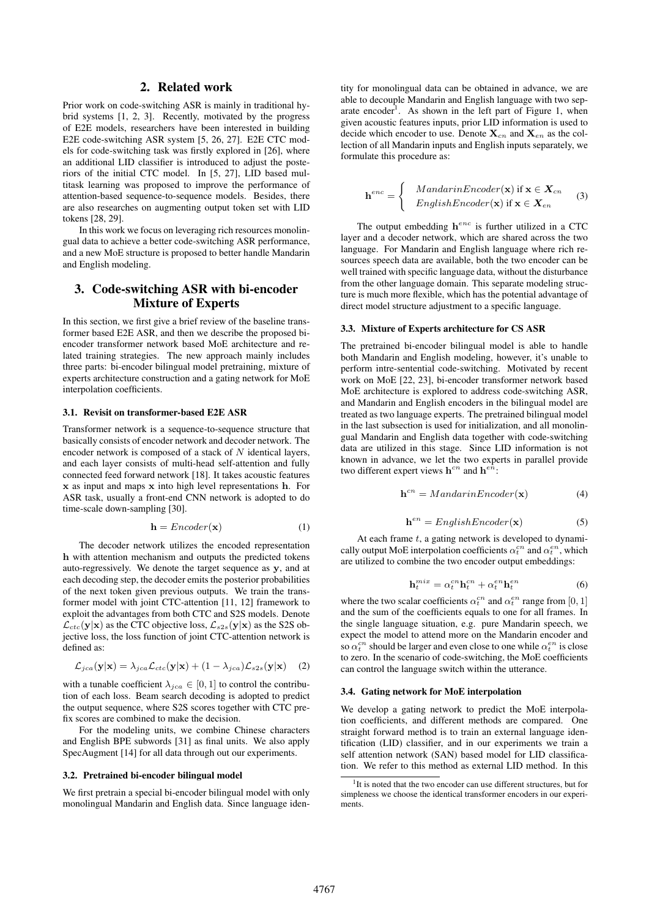## 2. Related work

Prior work on code-switching ASR is mainly in traditional hybrid systems [1, 2, 3]. Recently, motivated by the progress of E2E models, researchers have been interested in building E2E code-switching ASR system [5, 26, 27]. E2E CTC models for code-switching task was firstly explored in [26], where an additional LID classifier is introduced to adjust the posteriors of the initial CTC model. In [5, 27], LID based multitask learning was proposed to improve the performance of attention-based sequence-to-sequence models. Besides, there are also researches on augmenting output token set with LID tokens [28, 29].

In this work we focus on leveraging rich resources monolingual data to achieve a better code-switching ASR performance, and a new MoE structure is proposed to better handle Mandarin and English modeling.

## 3. Code-switching ASR with bi-encoder Mixture of Experts

In this section, we first give a brief review of the baseline transformer based E2E ASR, and then we describe the proposed bi-encoder transformer network based MoE architecture and related training strategies. The new approach mainly includes three parts: bi-encoder bilingual model pretraining, mixture of experts architecture construction and a gating network for MoE interpolation coefficients.

### 3.1. Revisit on transformer-based E2E ASR

Transformer network is a sequence-to-sequence structure that basically consists of encoder network and decoder network. The encoder network is composed of a stack of $N$ identical layers, and each layer consists of multi-head self-attention and fully connected feed forward network [18]. It takes acoustic features $\mathbf{x}$ as input and maps $\mathbf{x}$ into high level representations $\mathbf{h}$. For ASR task, usually a front-end CNN network is adopted to do time-scale down-sampling [30].

$$\mathbf{h} = Encoder(\mathbf{x}) \tag{1}$$

The decoder network utilizes the encoded representation $\mathbf{h}$ with attention mechanism and outputs the predicted tokens auto-regressively. We denote the target sequence as $\mathbf{y}$, and at each decoding step, the decoder emits the posterior probabilities of the next token given previous outputs. We train the transformer model with joint CTC-attention [11, 12] framework to exploit the advantages from both CTC and S2S models. Denote $\mathcal{L}_{ctc}(\mathbf{y}|\mathbf{x})$ as the CTC objective loss, $\mathcal{L}_{s2s}(\mathbf{y}|\mathbf{x})$ as the S2S objective loss, the loss function of joint CTC-attention network is defined as:

$$\mathcal{L}_{jca}(\mathbf{y}|\mathbf{x}) = \lambda_{jca}\mathcal{L}_{ctc}(\mathbf{y}|\mathbf{x}) + (1 - \lambda_{jca})\mathcal{L}_{s2s}(\mathbf{y}|\mathbf{x}) \tag{2}$$

with a tunable coefficient $\lambda_{jca} \in [0, 1]$ to control the contribution of each loss. Beam search decoding is adopted to predict the output sequence, where S2S scores together with CTC prefix scores are combined to make the decision.

For the modeling units, we combine Chinese characters and English BPE subwords [31] as final units. We also apply SpecAugment [14] for all data through out our experiments.

### 3.2. Pretrained bi-encoder bilingual model

We first pretrain a special bi-encoder bilingual model with only monolingual Mandarin and English data. Since language identity for monolingual data can be obtained in advance, we are able to decouple Mandarin and English language with two separate encoder[1]. As shown in the left part of Figure 1, when given acoustic features inputs, prior LID information is used to decide which encoder to use. Denote $\mathbf{X}_{cn}$ and $\mathbf{X}_{en}$ as the collection of all Mandarin inputs and English inputs separately, we formulate this procedure as:

$$\mathbf{h}^{enc} = \begin{cases} MandarinEncoder(\mathbf{x}) \text{ if } \mathbf{x} \in \boldsymbol{X}_{cn} \\ EnglishEncoder(\mathbf{x}) \text{ if } \mathbf{x} \in \boldsymbol{X}_{en} \end{cases} \tag{3}$$

The output embedding $\mathbf{h}^{enc}$ is further utilized in a CTC layer and a decoder network, which are shared across the two language. For Mandarin and English language where rich resources speech data are available, both the two encoder can be well trained with specific language data, without the disturbance from the other language domain. This separate modeling structure is much more flexible, which has the potential advantage of direct model structure adjustment to a specific language.

### 3.3. Mixture of Experts architecture for CS ASR

The pretrained bi-encoder bilingual model is able to handle both Mandarin and English modeling, however, it's unable to perform intre-sentential code-switching. Motivated by recent work on MoE [22, 23], bi-encoder transformer network based MoE architecture is explored to address code-switching ASR, and Mandarin and English encoders in the bilingual model are treated as two language experts. The pretrained bilingual model in the last subsection is used for initialization, and all monolingual Mandarin and English data together with code-switching data are utilized in this stage. Since LID information is not known in advance, we let the two experts in parallel provide two different expert views $\mathbf{h}^{cn}$ and $\mathbf{h}^{en}$:

$$\mathbf{h}^{cn} = MandarinEncoder(\mathbf{x}) \tag{4}$$

$$\mathbf{h}^{en} = EnglishEncoder(\mathbf{x}) \tag{5}$$

At each frame $t$, a gating network is developed to dynamically output MoE interpolation coefficients $\alpha_t^{cn}$ and $\alpha_t^{en}$, which are utilized to combine the two encoder output embeddings:

$$\mathbf{h}_t^{mix} = \alpha_t^{cn}\mathbf{h}_t^{cn} + \alpha_t^{en}\mathbf{h}_t^{en} \tag{6}$$

where the two scalar coefficients $\alpha_t^{cn}$ and $\alpha_t^{en}$ range from $[0, 1]$ and the sum of the coefficients equals to one for all frames. In the single language situation, e.g. pure Mandarin speech, we expect the model to attend more on the Mandarin encoder and so $\alpha_t^{cn}$ should be larger and even close to one while $\alpha_t^{en}$ is close to zero. In the scenario of code-switching, the MoE coefficients can control the language switch within the utterance.

### 3.4. Gating network for MoE interpolation

We develop a gating network to predict the MoE interpolation coefficients, and different methods are compared. One straight forward method is to train an external language identification (LID) classifier, and in our experiments we train a self attention network (SAN) based model for LID classification. We refer to this method as external LID method. In this

[1] It is noted that the two encoder can use different structures, but for simpleness we choose the identical transformer encoders in our experiments.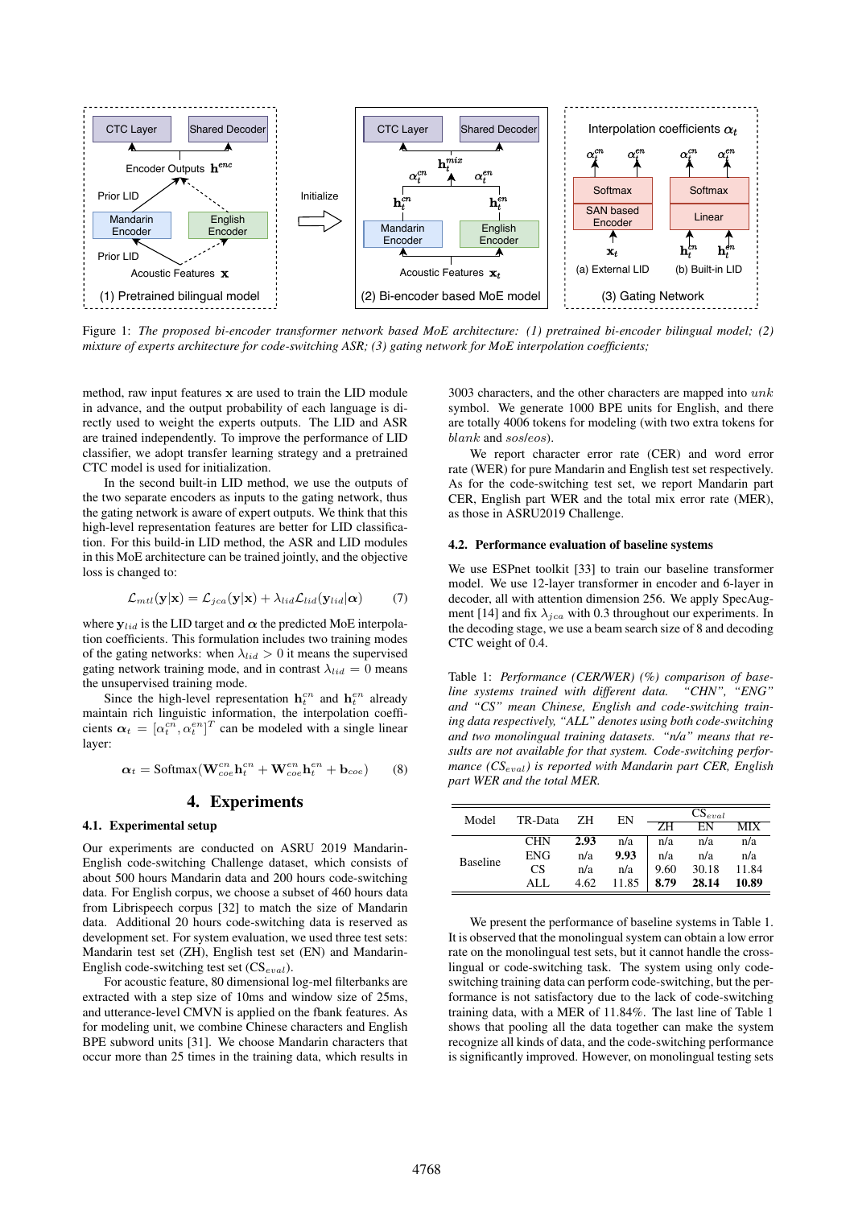Figure 1: *The proposed bi-encoder transformer network based MoE architecture: (1) pretrained bi-encoder bilingual model; (2) mixture of experts architecture for code-switching ASR; (3) gating network for MoE interpolation coefficients;*

method, raw input features $\mathbf{x}$ are used to train the LID module in advance, and the output probability of each language is directly used to weight the experts outputs. The LID and ASR are trained independently. To improve the performance of LID classifier, we adopt transfer learning strategy and a pretrained CTC model is used for initialization.

In the second built-in LID method, we use the outputs of the two separate encoders as inputs to the gating network, thus the gating network is aware of expert outputs. We think that this high-level representation features are better for LID classification. For this build-in LID method, the ASR and LID modules in this MoE architecture can be trained jointly, and the objective loss is changed to:

$$\mathcal{L}_{mtl}(\mathbf{y}|\mathbf{x}) = \mathcal{L}_{jca}(\mathbf{y}|\mathbf{x}) + \lambda_{lid}\mathcal{L}_{lid}(\mathbf{y}_{lid}|\boldsymbol{\alpha}) \quad (7)$$

where $\mathbf{y}_{lid}$ is the LID target and $\boldsymbol{\alpha}$ the predicted MoE interpolation coefficients. This formulation includes two training modes of the gating networks: when $\lambda_{lid} > 0$ it means the supervised gating network training mode, and in contrast $\lambda_{lid} = 0$ means the unsupervised training mode.

Since the high-level representation $\mathbf{h}_t^{cn}$ and $\mathbf{h}_t^{en}$ already maintain rich linguistic information, the interpolation coefficients $\boldsymbol{\alpha}_t = [\alpha_t^{cn}, \alpha_t^{en}]^T$ can be modeled with a single linear layer:

$$\boldsymbol{\alpha}_t = \text{Softmax}(\mathbf{W}_{coe}^{cn}\mathbf{h}_t^{cn} + \mathbf{W}_{coe}^{en}\mathbf{h}_t^{en} + \mathbf{b}_{coe}) \quad (8)$$

## 4. Experiments

### 4.1. Experimental setup

Our experiments are conducted on ASRU 2019 Mandarin-English code-switching Challenge dataset, which consists of about 500 hours Mandarin data and 200 hours code-switching data. For English corpus, we choose a subset of 460 hours data from Librispeech corpus [32] to match the size of Mandarin data. Additional 20 hours code-switching data is reserved as development set. For system evaluation, we used three test sets: Mandarin test set (ZH), English test set (EN) and Mandarin-English code-switching test set ($\text{CS}_{eval}$).

For acoustic feature, 80 dimensional log-mel filterbanks are extracted with a step size of 10ms and window size of 25ms, and utterance-level CMVN is applied on the fbank features. As for modeling unit, we combine Chinese characters and English BPE subword units [31]. We choose Mandarin characters that occur more than 25 times in the training data, which results in 3003 characters, and the other characters are mapped into $unk$ symbol. We get 1000 BPE units for English, and there are totally 4006 tokens for modeling (with two extra tokens for $blank$ and $sos/eos$).

We report character error rate (CER) and word error rate (WER) for pure Mandarin and English test set respectively. As for the code-switching test set, we report Mandarin part CER, English part WER and the total mix error rate (MER), as those in ASRU2019 Challenge.

### 4.2. Performance evaluation of baseline systems

We use ESPnet toolkit [33] to train our baseline transformer model. We use 12-layer transformer in encoder and 6-layer in decoder, all with attention dimension 256. We apply SpecAugment [14] and fix $\lambda_{jca}$ with 0.3 throughout our experiments. In the decoding stage, we use a beam search size of 8 and decoding CTC weight of 0.4.

Table 1: *Performance (CER/WER) (%) comparison of baseline systems trained with different data. "CHN", "ENG" and "CS" mean Chinese, English and code-switching training data respectively, "ALL" denotes using both code-switching and two monolingual training datasets. "n/a" means that results are not available for that system. Code-switching performance ($CS_{eval}$) is reported with Mandarin part CER, English part WER and the total MER.*

| Model | TR-Data | ZH | EN | $\text{CS}_{eval}$ | | |
|---|---|---|---|---|---|---|
| | | | | ZH | EN | MIX |
| Baseline | CHN | **2.93** | n/a | n/a | n/a | n/a |
| | ENG | n/a | **9.93** | n/a | n/a | n/a |
| | CS | n/a | n/a | 9.60 | 30.18 | 11.84 |
| | ALL | 4.62 | 11.85 | **8.79** | **28.14** | **10.89** |

We present the performance of baseline systems in Table 1. It is observed that the monolingual system can obtain a low error rate on the monolingual test sets, but it cannot handle the cross-lingual or code-switching task. The system using only code-switching training data can perform code-switching, but the performance is not satisfactory due to the lack of code-switching training data, with a MER of 11.84%. The last line of Table 1 shows that pooling all the data together can make the system recognize all kinds of data, and the code-switching performance is significantly improved. However, on monolingual testing sets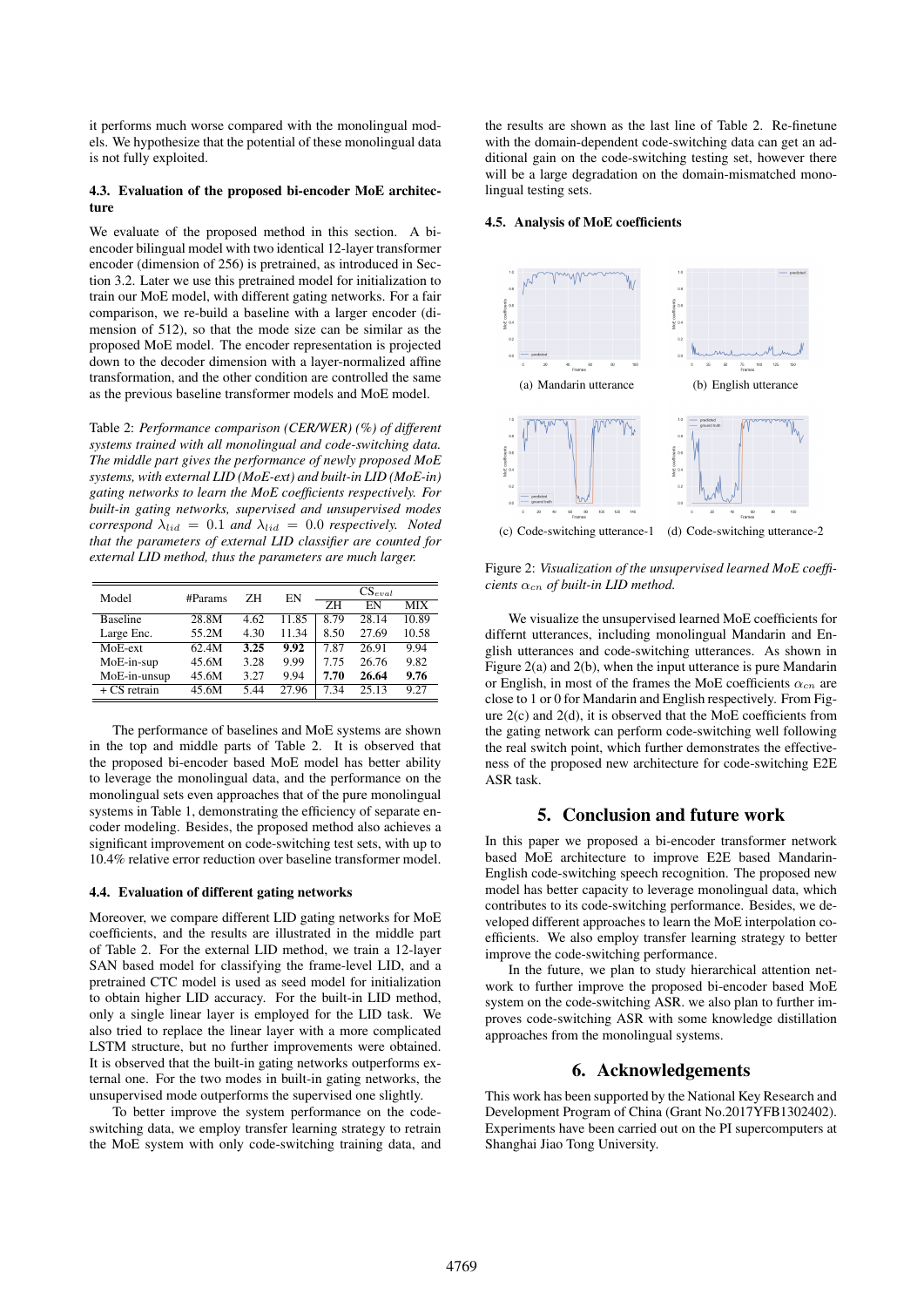it performs much worse compared with the monolingual models. We hypothesize that the potential of these monolingual data is not fully exploited.

### 4.3. Evaluation of the proposed bi-encoder MoE architecture

We evaluate of the proposed method in this section. A bi-encoder bilingual model with two identical 12-layer transformer encoder (dimension of 256) is pretrained, as introduced in Section 3.2. Later we use this pretrained model for initialization to train our MoE model, with different gating networks. For a fair comparison, we re-build a baseline with a larger encoder (dimension of 512), so that the mode size can be similar as the proposed MoE model. The encoder representation is projected down to the decoder dimension with a layer-normalized affine transformation, and the other condition are controlled the same as the previous baseline transformer models and MoE model.

Table 2: *Performance comparison (CER/WER) (%) of different systems trained with all monolingual and code-switching data. The middle part gives the performance of newly proposed MoE systems, with external LID (MoE-ext) and built-in LID (MoE-in) gating networks to learn the MoE coefficients respectively. For built-in gating networks, supervised and unsupervised modes correspond $\lambda_{lid} = 0.1$ and $\lambda_{lid} = 0.0$ respectively. Noted that the parameters of external LID classifier are counted for external LID method, thus the parameters are much larger.*

| Model | #Params | ZH | EN | $CS_{eval}$ | | |
|---|---|---|---|---|---|---|
| | | | | ZH | EN | MIX |
| Baseline | 28.8M | 4.62 | 11.85 | 8.79 | 28.14 | 10.89 |
| Large Enc. | 55.2M | 4.30 | 11.34 | 8.50 | 27.69 | 10.58 |
| MoE-ext | 62.4M | **3.25** | **9.92** | 7.87 | 26.91 | 9.94 |
| MoE-in-sup | 45.6M | 3.28 | 9.99 | 7.75 | 26.76 | 9.82 |
| MoE-in-unsup | 45.6M | 3.27 | 9.94 | **7.70** | **26.64** | **9.76** |
| + CS retrain | 45.6M | 5.44 | 27.96 | 7.34 | 25.13 | 9.27 |

The performance of baselines and MoE systems are shown in the top and middle parts of Table 2. It is observed that the proposed bi-encoder based MoE model has better ability to leverage the monolingual data, and the performance on the monolingual sets even approaches that of the pure monolingual systems in Table 1, demonstrating the efficiency of separate encoder modeling. Besides, the proposed method also achieves a significant improvement on code-switching test sets, with up to 10.4% relative error reduction over baseline transformer model.

### 4.4. Evaluation of different gating networks

Moreover, we compare different LID gating networks for MoE coefficients, and the results are illustrated in the middle part of Table 2. For the external LID method, we train a 12-layer SAN based model for classifying the frame-level LID, and a pretrained CTC model is used as seed model for initialization to obtain higher LID accuracy. For the built-in LID method, only a single linear layer is employed for the LID task. We also tried to replace the linear layer with a more complicated LSTM structure, but no further improvements were obtained. It is observed that the built-in gating networks outperforms external one. For the two modes in built-in gating networks, the unsupervised mode outperforms the supervised one slightly.

To better improve the system performance on the code-switching data, we employ transfer learning strategy to retrain the MoE system with only code-switching training data, and the results are shown as the last line of Table 2. Re-finetune with the domain-dependent code-switching data can get an additional gain on the code-switching testing set, however there will be a large degradation on the domain-mismatched monolingual testing sets.

### 4.5. Analysis of MoE coefficients

(a) Mandarin utterance (b) English utterance

(c) Code-switching utterance-1 (d) Code-switching utterance-2

Figure 2: *Visualization of the unsupervised learned MoE coefficients $\alpha_{cn}$ of built-in LID method.*

We visualize the unsupervised learned MoE coefficients for differnt utterances, including monolingual Mandarin and English utterances and code-switching utterances. As shown in Figure 2(a) and 2(b), when the input utterance is pure Mandarin or English, in most of the frames the MoE coefficients $\alpha_{cn}$ are close to 1 or 0 for Mandarin and English respectively. From Figure 2(c) and 2(d), it is observed that the MoE coefficients from the gating network can perform code-switching well following the real switch point, which further demonstrates the effectiveness of the proposed new architecture for code-switching E2E ASR task.

## 5. Conclusion and future work

In this paper we proposed a bi-encoder transformer network based MoE architecture to improve E2E based Mandarin-English code-switching speech recognition. The proposed new model has better capacity to leverage monolingual data, which contributes to its code-switching performance. Besides, we developed different approaches to learn the MoE interpolation coefficients. We also employ transfer learning strategy to better improve the code-switching performance.

In the future, we plan to study hierarchical attention network to further improve the proposed bi-encoder based MoE system on the code-switching ASR. we also plan to further improves code-switching ASR with some knowledge distillation approaches from the monolingual systems.

## 6. Acknowledgements

This work has been supported by the National Key Research and Development Program of China (Grant No.2017YFB1302402). Experiments have been carried out on the PI supercomputers at Shanghai Jiao Tong University.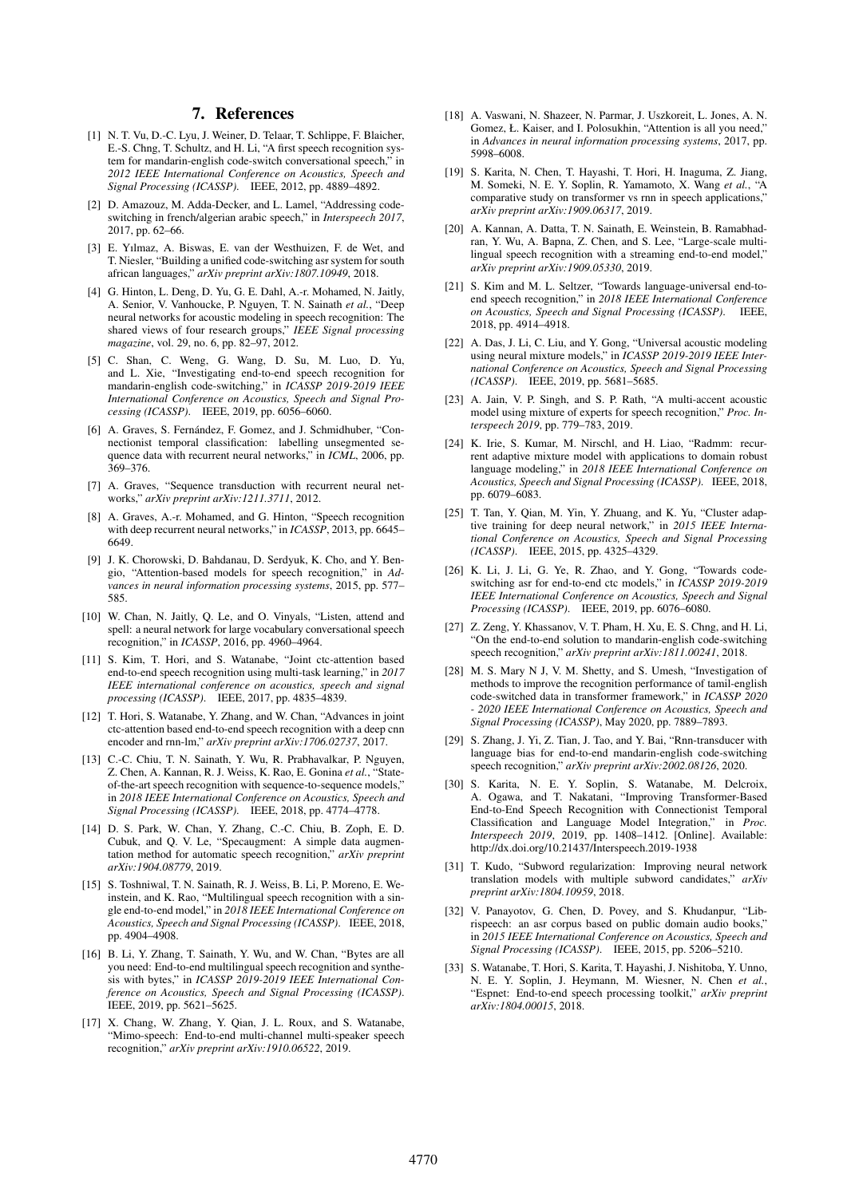## 7. References

[1] N. T. Vu, D.-C. Lyu, J. Weiner, D. Telaar, T. Schlippe, F. Blaicher, E.-S. Chng, T. Schultz, and H. Li, "A first speech recognition system for mandarin-english code-switch conversational speech," in *2012 IEEE International Conference on Acoustics, Speech and Signal Processing (ICASSP)*. IEEE, 2012, pp. 4889–4892.

[2] D. Amazouz, M. Adda-Decker, and L. Lamel, "Addressing code-switching in french/algerian arabic speech," in *Interspeech 2017*, 2017, pp. 62–66.

[3] E. Yılmaz, A. Biswas, E. van der Westhuizen, F. de Wet, and T. Niesler, "Building a unified code-switching asr system for south african languages," *arXiv preprint arXiv:1807.10949*, 2018.

[4] G. Hinton, L. Deng, D. Yu, G. E. Dahl, A.-r. Mohamed, N. Jaitly, A. Senior, V. Vanhoucke, P. Nguyen, T. N. Sainath *et al.*, "Deep neural networks for acoustic modeling in speech recognition: The shared views of four research groups," *IEEE Signal processing magazine*, vol. 29, no. 6, pp. 82–97, 2012.

[5] C. Shan, C. Weng, G. Wang, D. Su, M. Luo, D. Yu, and L. Xie, "Investigating end-to-end speech recognition for mandarin-english code-switching," in *ICASSP 2019-2019 IEEE International Conference on Acoustics, Speech and Signal Processing (ICASSP)*. IEEE, 2019, pp. 6056–6060.

[6] A. Graves, S. Fernández, F. Gomez, and J. Schmidhuber, "Connectionist temporal classification: labelling unsegmented sequence data with recurrent neural networks," in *ICML*, 2006, pp. 369–376.

[7] A. Graves, "Sequence transduction with recurrent neural networks," *arXiv preprint arXiv:1211.3711*, 2012.

[8] A. Graves, A.-r. Mohamed, and G. Hinton, "Speech recognition with deep recurrent neural networks," in *ICASSP*, 2013, pp. 6645–6649.

[9] J. K. Chorowski, D. Bahdanau, D. Serdyuk, K. Cho, and Y. Bengio, "Attention-based models for speech recognition," in *Advances in neural information processing systems*, 2015, pp. 577–585.

[10] W. Chan, N. Jaitly, Q. Le, and O. Vinyals, "Listen, attend and spell: a neural network for large vocabulary conversational speech recognition," in *ICASSP*, 2016, pp. 4960–4964.

[11] S. Kim, T. Hori, and S. Watanabe, "Joint ctc-attention based end-to-end speech recognition using multi-task learning," in *2017 IEEE international conference on acoustics, speech and signal processing (ICASSP)*. IEEE, 2017, pp. 4835–4839.

[12] T. Hori, S. Watanabe, Y. Zhang, and W. Chan, "Advances in joint ctc-attention based end-to-end speech recognition with a deep cnn encoder and rnn-lm," *arXiv preprint arXiv:1706.02737*, 2017.

[13] C.-C. Chiu, T. N. Sainath, Y. Wu, R. Prabhavalkar, P. Nguyen, Z. Chen, A. Kannan, R. J. Weiss, K. Rao, E. Gonina *et al.*, "State-of-the-art speech recognition with sequence-to-sequence models," in *2018 IEEE International Conference on Acoustics, Speech and Signal Processing (ICASSP)*. IEEE, 2018, pp. 4774–4778.

[14] D. S. Park, W. Chan, Y. Zhang, C.-C. Chiu, B. Zoph, E. D. Cubuk, and Q. V. Le, "Specaugment: A simple data augmentation method for automatic speech recognition," *arXiv preprint arXiv:1904.08779*, 2019.

[15] S. Toshniwal, T. N. Sainath, R. J. Weiss, B. Li, P. Moreno, E. Weinstein, and K. Rao, "Multilingual speech recognition with a single end-to-end model," in *2018 IEEE International Conference on Acoustics, Speech and Signal Processing (ICASSP)*. IEEE, 2018, pp. 4904–4908.

[16] B. Li, Y. Zhang, T. Sainath, Y. Wu, and W. Chan, "Bytes are all you need: End-to-end multilingual speech recognition and synthesis with bytes," in *ICASSP 2019-2019 IEEE International Conference on Acoustics, Speech and Signal Processing (ICASSP)*. IEEE, 2019, pp. 5621–5625.

[17] X. Chang, W. Zhang, Y. Qian, J. L. Roux, and S. Watanabe, "Mimo-speech: End-to-end multi-channel multi-speaker speech recognition," *arXiv preprint arXiv:1910.06522*, 2019.

[18] A. Vaswani, N. Shazeer, N. Parmar, J. Uszkoreit, L. Jones, A. N. Gomez, Ł. Kaiser, and I. Polosukhin, "Attention is all you need," in *Advances in neural information processing systems*, 2017, pp. 5998–6008.

[19] S. Karita, N. Chen, T. Hayashi, T. Hori, H. Inaguma, Z. Jiang, M. Someki, N. E. Y. Soplin, R. Yamamoto, X. Wang *et al.*, "A comparative study on transformer vs rnn in speech applications," *arXiv preprint arXiv:1909.06317*, 2019.

[20] A. Kannan, A. Datta, T. N. Sainath, E. Weinstein, B. Ramabhadran, Y. Wu, A. Bapna, Z. Chen, and S. Lee, "Large-scale multilingual speech recognition with a streaming end-to-end model," *arXiv preprint arXiv:1909.05330*, 2019.

[21] S. Kim and M. L. Seltzer, "Towards language-universal end-to-end speech recognition," in *2018 IEEE International Conference on Acoustics, Speech and Signal Processing (ICASSP)*. IEEE, 2018, pp. 4914–4918.

[22] A. Das, J. Li, C. Liu, and Y. Gong, "Universal acoustic modeling using neural mixture models," in *ICASSP 2019-2019 IEEE International Conference on Acoustics, Speech and Signal Processing (ICASSP)*. IEEE, 2019, pp. 5681–5685.

[23] A. Jain, V. P. Singh, and S. P. Rath, "A multi-accent acoustic model using mixture of experts for speech recognition," *Proc. Interspeech 2019*, pp. 779–783, 2019.

[24] K. Irie, S. Kumar, M. Nirschl, and H. Liao, "Radmm: recurrent adaptive mixture model with applications to domain robust language modeling," in *2018 IEEE International Conference on Acoustics, Speech and Signal Processing (ICASSP)*. IEEE, 2018, pp. 6079–6083.

[25] T. Tan, Y. Qian, M. Yin, Y. Zhuang, and K. Yu, "Cluster adaptive training for deep neural network," in *2015 IEEE International Conference on Acoustics, Speech and Signal Processing (ICASSP)*. IEEE, 2015, pp. 4325–4329.

[26] K. Li, J. Li, G. Ye, R. Zhao, and Y. Gong, "Towards code-switching asr for end-to-end ctc models," in *ICASSP 2019-2019 IEEE International Conference on Acoustics, Speech and Signal Processing (ICASSP)*. IEEE, 2019, pp. 6076–6080.

[27] Z. Zeng, Y. Khassanov, V. T. Pham, H. Xu, E. S. Chng, and H. Li, "On the end-to-end solution to mandarin-english code-switching speech recognition," *arXiv preprint arXiv:1811.00241*, 2018.

[28] M. S. Mary N J, V. M. Shetty, and S. Umesh, "Investigation of methods to improve the recognition performance of tamil-english code-switched data in transformer framework," in *ICASSP 2020 - 2020 IEEE International Conference on Acoustics, Speech and Signal Processing (ICASSP)*, May 2020, pp. 7889–7893.

[29] S. Zhang, J. Yi, Z. Tian, J. Tao, and Y. Bai, "Rnn-transducer with language bias for end-to-end mandarin-english code-switching speech recognition," *arXiv preprint arXiv:2002.08126*, 2020.

[30] S. Karita, N. E. Y. Soplin, S. Watanabe, M. Delcroix, A. Ogawa, and T. Nakatani, "Improving Transformer-Based End-to-End Speech Recognition with Connectionist Temporal Classification and Language Model Integration," in *Proc. Interspeech 2019*, 2019, pp. 1408–1412. [Online]. Available: http://dx.doi.org/10.21437/Interspeech.2019-1938

[31] T. Kudo, "Subword regularization: Improving neural network translation models with multiple subword candidates," *arXiv preprint arXiv:1804.10959*, 2018.

[32] V. Panayotov, G. Chen, D. Povey, and S. Khudanpur, "Librispeech: an asr corpus based on public domain audio books," in *2015 IEEE International Conference on Acoustics, Speech and Signal Processing (ICASSP)*. IEEE, 2015, pp. 5206–5210.

[33] S. Watanabe, T. Hori, S. Karita, T. Hayashi, J. Nishitoba, Y. Unno, N. E. Y. Soplin, J. Heymann, M. Wiesner, N. Chen *et al.*, "Espnet: End-to-end speech processing toolkit," *arXiv preprint arXiv:1804.00015*, 2018.